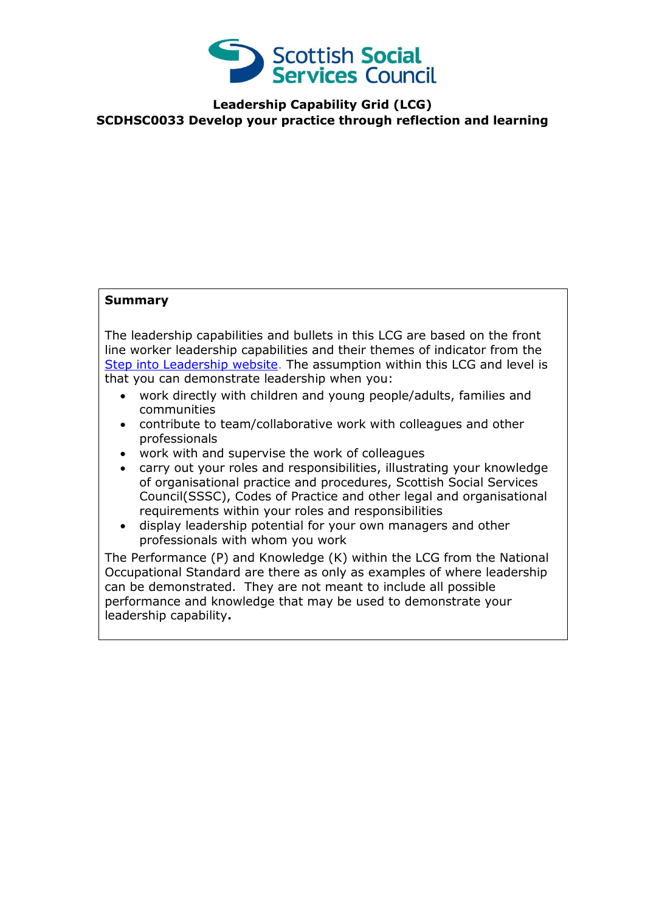Scottish Social Services Council

# Leadership Capability Grid (LCG)
## SCDHSC0033 Develop your practice through reflection and learning

**Summary**

The leadership capabilities and bullets in this LCG are based on the front line worker leadership capabilities and their themes of indicator from the [Step into Leadership website](). The assumption within this LCG and level is that you can demonstrate leadership when you:

- work directly with children and young people/adults, families and communities
- contribute to team/collaborative work with colleagues and other professionals
- work with and supervise the work of colleagues
- carry out your roles and responsibilities, illustrating your knowledge of organisational practice and procedures, Scottish Social Services Council(SSSC), Codes of Practice and other legal and organisational requirements within your roles and responsibilities
- display leadership potential for your own managers and other professionals with whom you work

The Performance (P) and Knowledge (K) within the LCG from the National Occupational Standard are there as only as examples of where leadership can be demonstrated. They are not meant to include all possible performance and knowledge that may be used to demonstrate your leadership capability**.**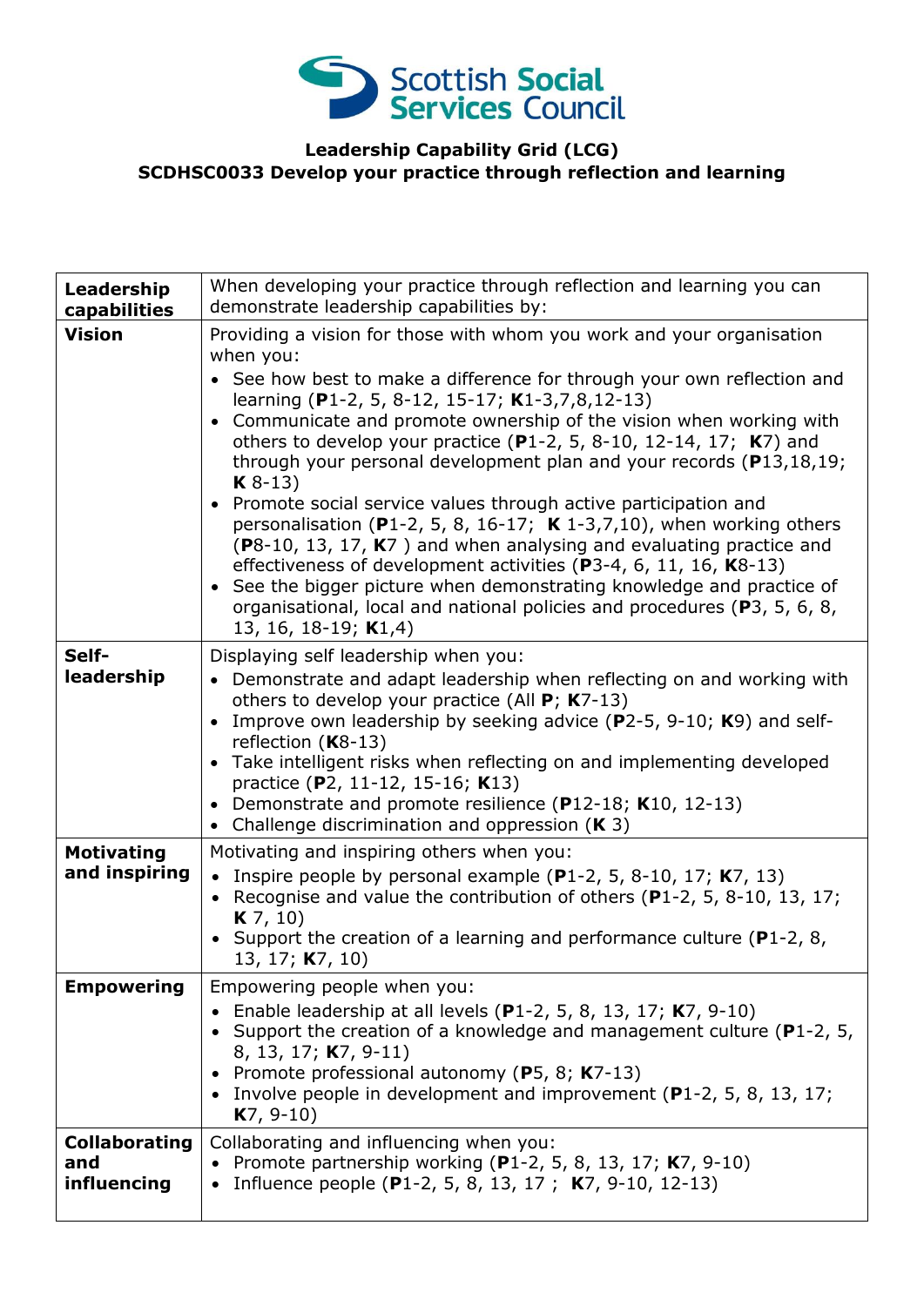Scottish Social Services Council

**Leadership Capability Grid (LCG)**
**SCDHSC0033 Develop your practice through reflection and learning**

| **Leadership capabilities** | When developing your practice through reflection and learning you can demonstrate leadership capabilities by: |
|---|---|
| **Vision** | Providing a vision for those with whom you work and your organisation when you:<br>• See how best to make a difference for through your own reflection and learning (**P**1-2, 5, 8-12, 15-17; **K**1-3,7,8,12-13)<br>• Communicate and promote ownership of the vision when working with others to develop your practice (**P**1-2, 5, 8-10, 12-14, 17; **K**7) and through your personal development plan and your records (**P**13,18,19; **K** 8-13)<br>• Promote social service values through active participation and personalisation (**P**1-2, 5, 8, 16-17; **K** 1-3,7,10), when working others (**P**8-10, 13, 17, **K**7 ) and when analysing and evaluating practice and effectiveness of development activities (**P**3-4, 6, 11, 16, **K**8-13)<br>• See the bigger picture when demonstrating knowledge and practice of organisational, local and national policies and procedures (**P**3, 5, 6, 8, 13, 16, 18-19; **K**1,4) |
| **Self-leadership** | Displaying self leadership when you:<br>• Demonstrate and adapt leadership when reflecting on and working with others to develop your practice (All **P**; **K**7-13)<br>• Improve own leadership by seeking advice (**P**2-5, 9-10; **K**9) and self-reflection (**K**8-13)<br>• Take intelligent risks when reflecting on and implementing developed practice (**P**2, 11-12, 15-16; **K**13)<br>• Demonstrate and promote resilience (**P**12-18; **K**10, 12-13)<br>• Challenge discrimination and oppression (**K** 3) |
| **Motivating and inspiring** | Motivating and inspiring others when you:<br>• Inspire people by personal example (**P**1-2, 5, 8-10, 17; **K**7, 13)<br>• Recognise and value the contribution of others (**P**1-2, 5, 8-10, 13, 17; **K** 7, 10)<br>• Support the creation of a learning and performance culture (**P**1-2, 8, 13, 17; **K**7, 10) |
| **Empowering** | Empowering people when you:<br>• Enable leadership at all levels (**P**1-2, 5, 8, 13, 17; **K**7, 9-10)<br>• Support the creation of a knowledge and management culture (**P**1-2, 5, 8, 13, 17; **K**7, 9-11)<br>• Promote professional autonomy (**P**5, 8; **K**7-13)<br>• Involve people in development and improvement (**P**1-2, 5, 8, 13, 17; **K**7, 9-10) |
| **Collaborating and influencing** | Collaborating and influencing when you:<br>• Promote partnership working (**P**1-2, 5, 8, 13, 17; **K**7, 9-10)<br>• Influence people (**P**1-2, 5, 8, 13, 17 ; **K**7, 9-10, 12-13) |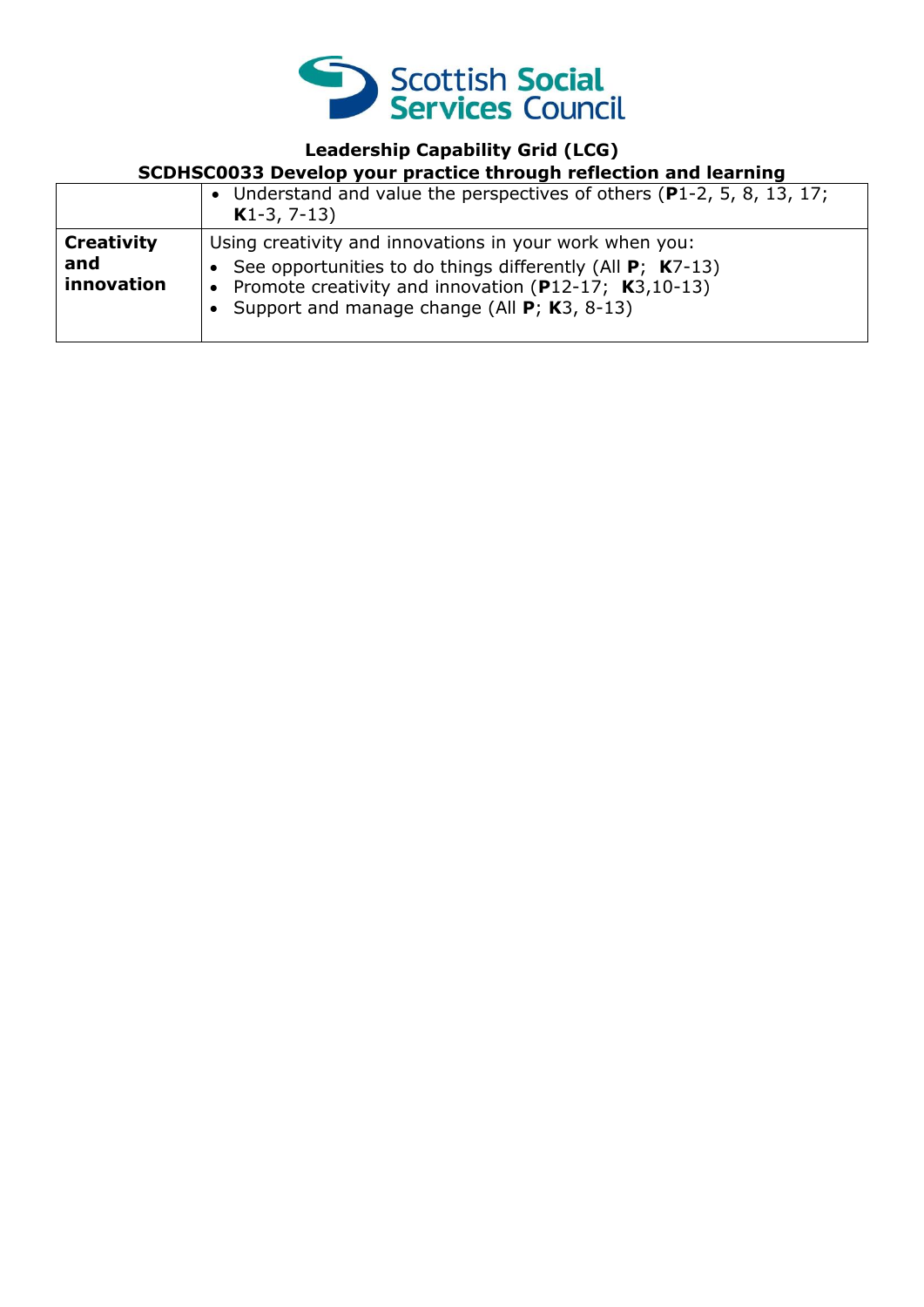| | |
|---|---|
| | • Understand and value the perspectives of others (**P**1-2, 5, 8, 13, 17; **K**1-3, 7-13) |
| **Creativity and innovation** | Using creativity and innovations in your work when you:<br>• See opportunities to do things differently (All **P**; **K**7-13)<br>• Promote creativity and innovation (**P**12-17; **K**3,10-13)<br>• Support and manage change (All **P**; **K**3, 8-13) |